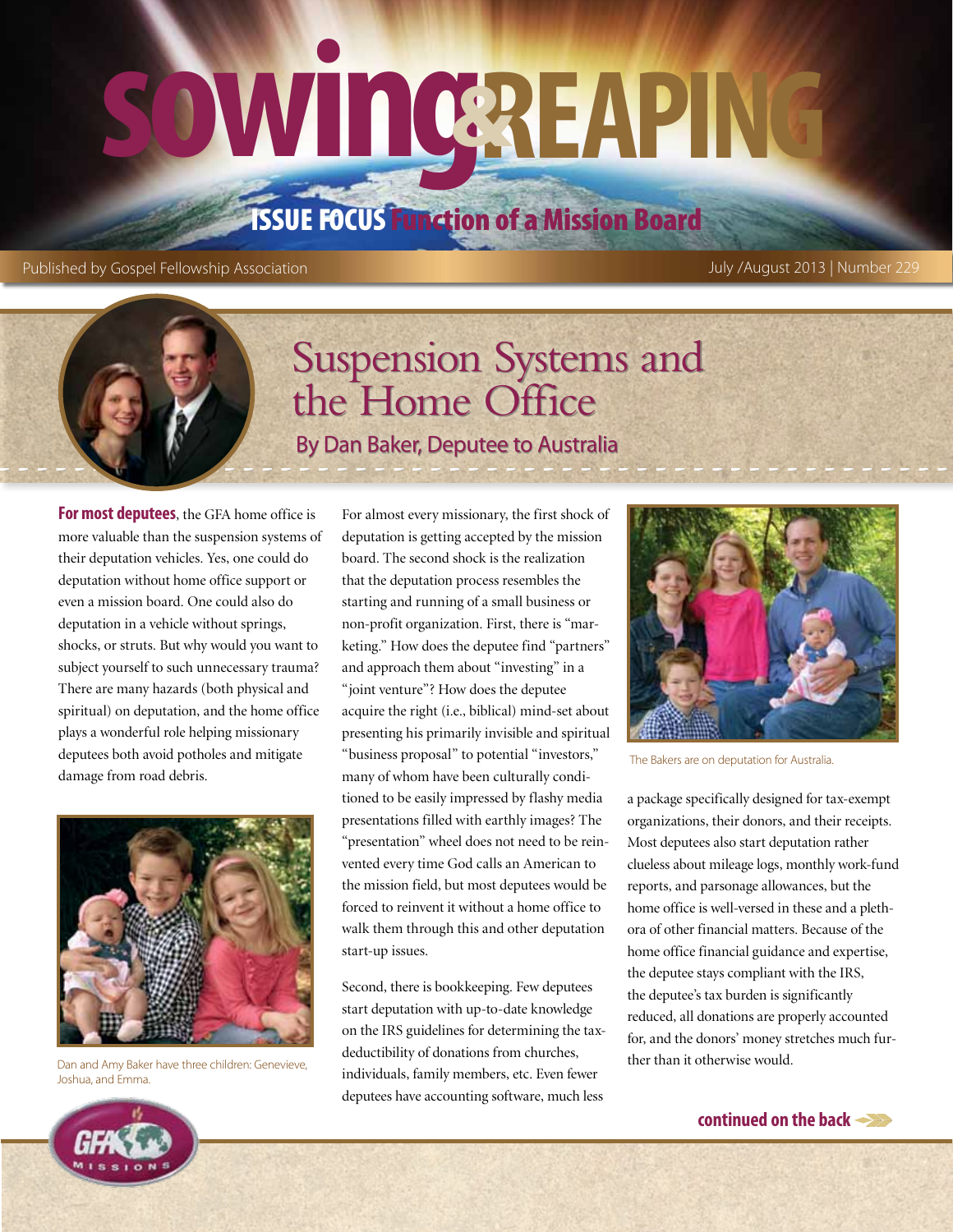# Sowing & Reaping

**ISSUE FOCUS** Function of a Mission Board

Published by Gospel Fellowship Association — July /August 2013 | Number 229

## Suspension Systems and the Home Office

### By Dan Baker, Deputee to Australia

**For most deputees**, the GFA home office is more valuable than the suspension systems of their deputation vehicles. Yes, one could do deputation without home office support or even a mission board. One could also do deputation in a vehicle without springs, shocks, or struts. But why would you want to subject yourself to such unnecessary trauma? There are many hazards (both physical and spiritual) on deputation, and the home office plays a wonderful role helping missionary deputees both avoid potholes and mitigate damage from road debris.

Dan and Amy Baker have three children: Genevieve, Joshua, and Emma.

For almost every missionary, the first shock of deputation is getting accepted by the mission board. The second shock is the realization that the deputation process resembles the starting and running of a small business or non-profit organization. First, there is "marketing." How does the deputee find "partners" and approach them about "investing" in a "joint venture"? How does the deputee acquire the right (i.e., biblical) mind-set about presenting his primarily invisible and spiritual "business proposal" to potential "investors," many of whom have been culturally conditioned to be easily impressed by flashy media presentations filled with earthly images? The "presentation" wheel does not need to be reinvented every time God calls an American to the mission field, but most deputees would be forced to reinvent it without a home office to walk them through this and other deputation start-up issues.

Second, there is bookkeeping. Few deputees start deputation with up-to-date knowledge on the IRS guidelines for determining the tax-deductibility of donations from churches, individuals, family members, etc. Even fewer deputees have accounting software, much less a package specifically designed for tax-exempt organizations, their donors, and their receipts. Most deputees also start deputation rather clueless about mileage logs, monthly work-fund reports, and parsonage allowances, but the home office is well-versed in these and a plethora of other financial matters. Because of the home office financial guidance and expertise, the deputee stays compliant with the IRS, the deputee's tax burden is significantly reduced, all donations are properly accounted for, and the donors' money stretches much further than it otherwise would.

The Bakers are on deputation for Australia.

**continued on the back**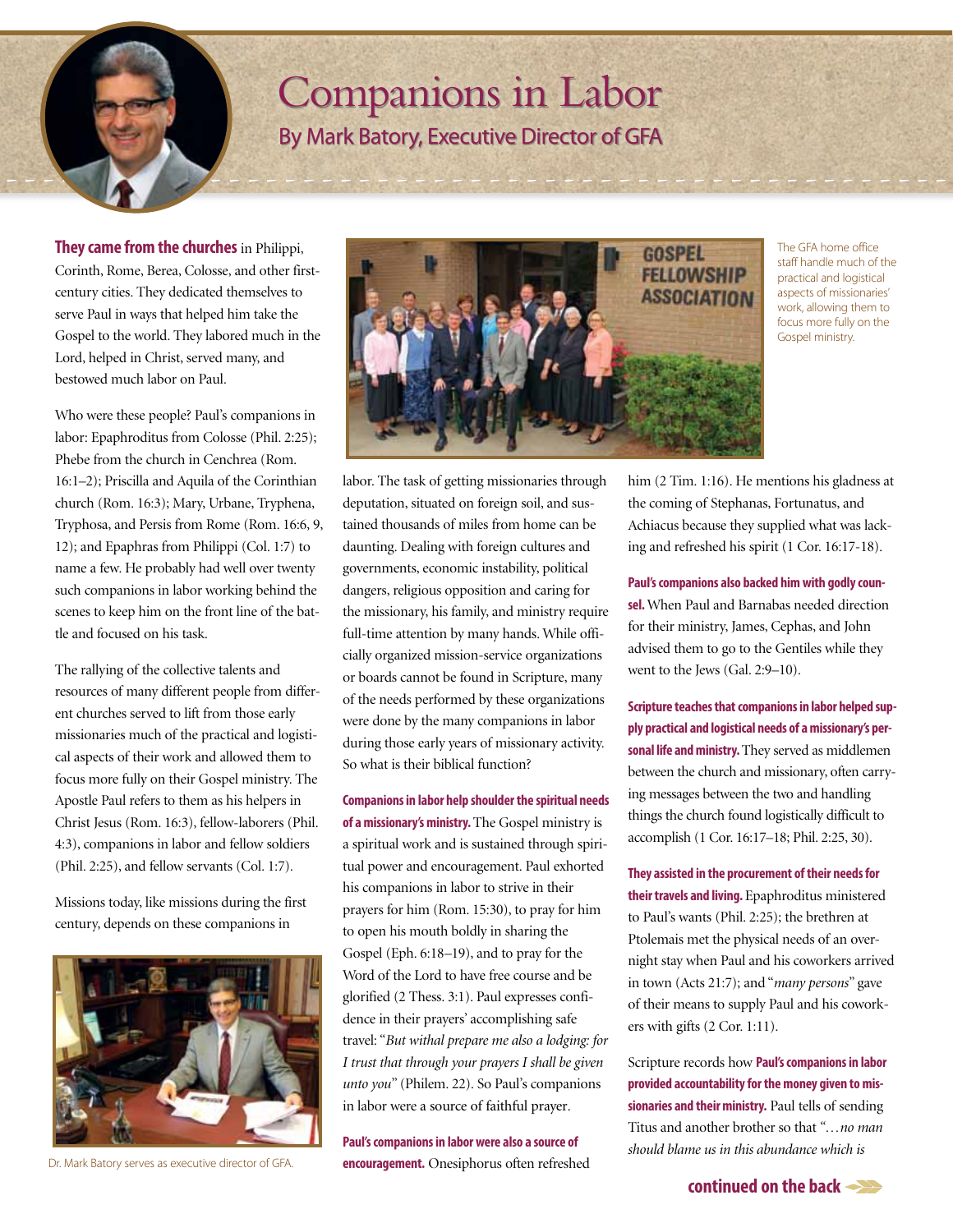# Companions in Labor

## By Mark Batory, Executive Director of GFA

**They came from the churches** in Philippi, Corinth, Rome, Berea, Colosse, and other first-century cities. They dedicated themselves to serve Paul in ways that helped him take the Gospel to the world. They labored much in the Lord, helped in Christ, served many, and bestowed much labor on Paul.

Who were these people? Paul's companions in labor: Epaphroditus from Colosse (Phil. 2:25); Phebe from the church in Cenchrea (Rom. 16:1–2); Priscilla and Aquila of the Corinthian church (Rom. 16:3); Mary, Urbane, Tryphena, Tryphosa, and Persis from Rome (Rom. 16:6, 9, 12); and Epaphras from Philippi (Col. 1:7) to name a few. He probably had well over twenty such companions in labor working behind the scenes to keep him on the front line of the battle and focused on his task.

The rallying of the collective talents and resources of many different people from different churches served to lift from those early missionaries much of the practical and logistical aspects of their work and allowed them to focus more fully on their Gospel ministry. The Apostle Paul refers to them as his helpers in Christ Jesus (Rom. 16:3), fellow-laborers (Phil. 4:3), companions in labor and fellow soldiers (Phil. 2:25), and fellow servants (Col. 1:7).

Missions today, like missions during the first century, depends on these companions in labor. The task of getting missionaries through deputation, situated on foreign soil, and sustained thousands of miles from home can be daunting. Dealing with foreign cultures and governments, economic instability, political dangers, religious opposition and caring for the missionary, his family, and ministry require full-time attention by many hands. While officially organized mission-service organizations or boards cannot be found in Scripture, many of the needs performed by these organizations were done by the many companions in labor during those early years of missionary activity. So what is their biblical function?

Dr. Mark Batory serves as executive director of GFA.

The GFA home office staff handle much of the practical and logistical aspects of missionaries' work, allowing them to focus more fully on the Gospel ministry.

**Companions in labor help shoulder the spiritual needs of a missionary's ministry.** The Gospel ministry is a spiritual work and is sustained through spiritual power and encouragement. Paul exhorted his companions in labor to strive in their prayers for him (Rom. 15:30), to pray for him to open his mouth boldly in sharing the Gospel (Eph. 6:18–19), and to pray for the Word of the Lord to have free course and be glorified (2 Thess. 3:1). Paul expresses confidence in their prayers' accomplishing safe travel: "*But withal prepare me also a lodging: for I trust that through your prayers I shall be given unto you*" (Philem. 22). So Paul's companions in labor were a source of faithful prayer.

**Paul's companions in labor were also a source of encouragement.** Onesiphorus often refreshed him (2 Tim. 1:16). He mentions his gladness at the coming of Stephanas, Fortunatus, and Achiacus because they supplied what was lacking and refreshed his spirit (1 Cor. 16:17-18).

**Paul's companions also backed him with godly counsel.** When Paul and Barnabas needed direction for their ministry, James, Cephas, and John advised them to go to the Gentiles while they went to the Jews (Gal. 2:9–10).

**Scripture teaches that companions in labor helped supply practical and logistical needs of a missionary's personal life and ministry.** They served as middlemen between the church and missionary, often carrying messages between the two and handling things the church found logistically difficult to accomplish (1 Cor. 16:17–18; Phil. 2:25, 30).

**They assisted in the procurement of their needs for their travels and living.** Epaphroditus ministered to Paul's wants (Phil. 2:25); the brethren at Ptolemais met the physical needs of an overnight stay when Paul and his coworkers arrived in town (Acts 21:7); and "*many persons*" gave of their means to supply Paul and his coworkers with gifts (2 Cor. 1:11).

Scripture records how **Paul's companions in labor provided accountability for the money given to missionaries and their ministry.** Paul tells of sending Titus and another brother so that "*…no man should blame us in this abundance which is*

**continued on the back**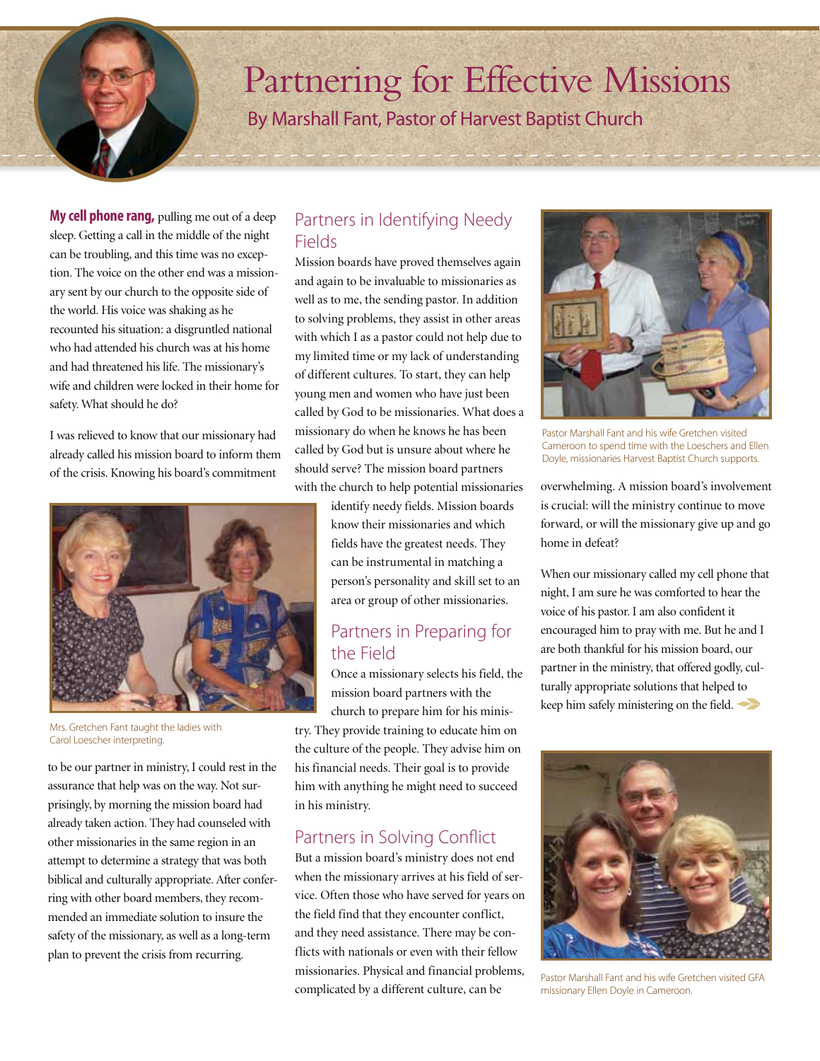# Partnering for Effective Missions

By Marshall Fant, Pastor of Harvest Baptist Church

**My cell phone rang,** pulling me out of a deep sleep. Getting a call in the middle of the night can be troubling, and this time was no exception. The voice on the other end was a missionary sent by our church to the opposite side of the world. His voice was shaking as he recounted his situation: a disgruntled national who had attended his church was at his home and had threatened his life. The missionary's wife and children were locked in their home for safety. What should he do?

I was relieved to know that our missionary had already called his mission board to inform them of the crisis. Knowing his board's commitment to be our partner in ministry, I could rest in the assurance that help was on the way. Not surprisingly, by morning the mission board had already taken action. They had counseled with other missionaries in the same region in an attempt to determine a strategy that was both biblical and culturally appropriate. After conferring with other board members, they recommended an immediate solution to insure the safety of the missionary, as well as a long-term plan to prevent the crisis from recurring.

Mrs. Gretchen Fant taught the ladies with Carol Loescher interpreting.

## Partners in Identifying Needy Fields

Mission boards have proved themselves again and again to be invaluable to missionaries as well as to me, the sending pastor. In addition to solving problems, they assist in other areas with which I as a pastor could not help due to my limited time or my lack of understanding of different cultures. To start, they can help young men and women who have just been called by God to be missionaries. What does a missionary do when he knows he has been called by God but is unsure about where he should serve? The mission board partners with the church to help potential missionaries identify needy fields. Mission boards know their missionaries and which fields have the greatest needs. They can be instrumental in matching a person's personality and skill set to an area or group of other missionaries.

## Partners in Preparing for the Field

Once a missionary selects his field, the mission board partners with the church to prepare him for his ministry. They provide training to educate him on the culture of the people. They advise him on his financial needs. Their goal is to provide him with anything he might need to succeed in his ministry.

## Partners in Solving Conflict

But a mission board's ministry does not end when the missionary arrives at his field of service. Often those who have served for years on the field find that they encounter conflict, and they need assistance. There may be conflicts with nationals or even with their fellow missionaries. Physical and financial problems, complicated by a different culture, can be overwhelming. A mission board's involvement is crucial: will the ministry continue to move forward, or will the missionary give up and go home in defeat?

Pastor Marshall Fant and his wife Gretchen visited Cameroon to spend time with the Loeschers and Ellen Doyle, missionaries Harvest Baptist Church supports.

When our missionary called my cell phone that night, I am sure he was comforted to hear the voice of his pastor. I am also confident it encouraged him to pray with me. But he and I are both thankful for his mission board, our partner in the ministry, that offered godly, culturally appropriate solutions that helped to keep him safely ministering on the field.

Pastor Marshall Fant and his wife Gretchen visited GFA missionary Ellen Doyle in Cameroon.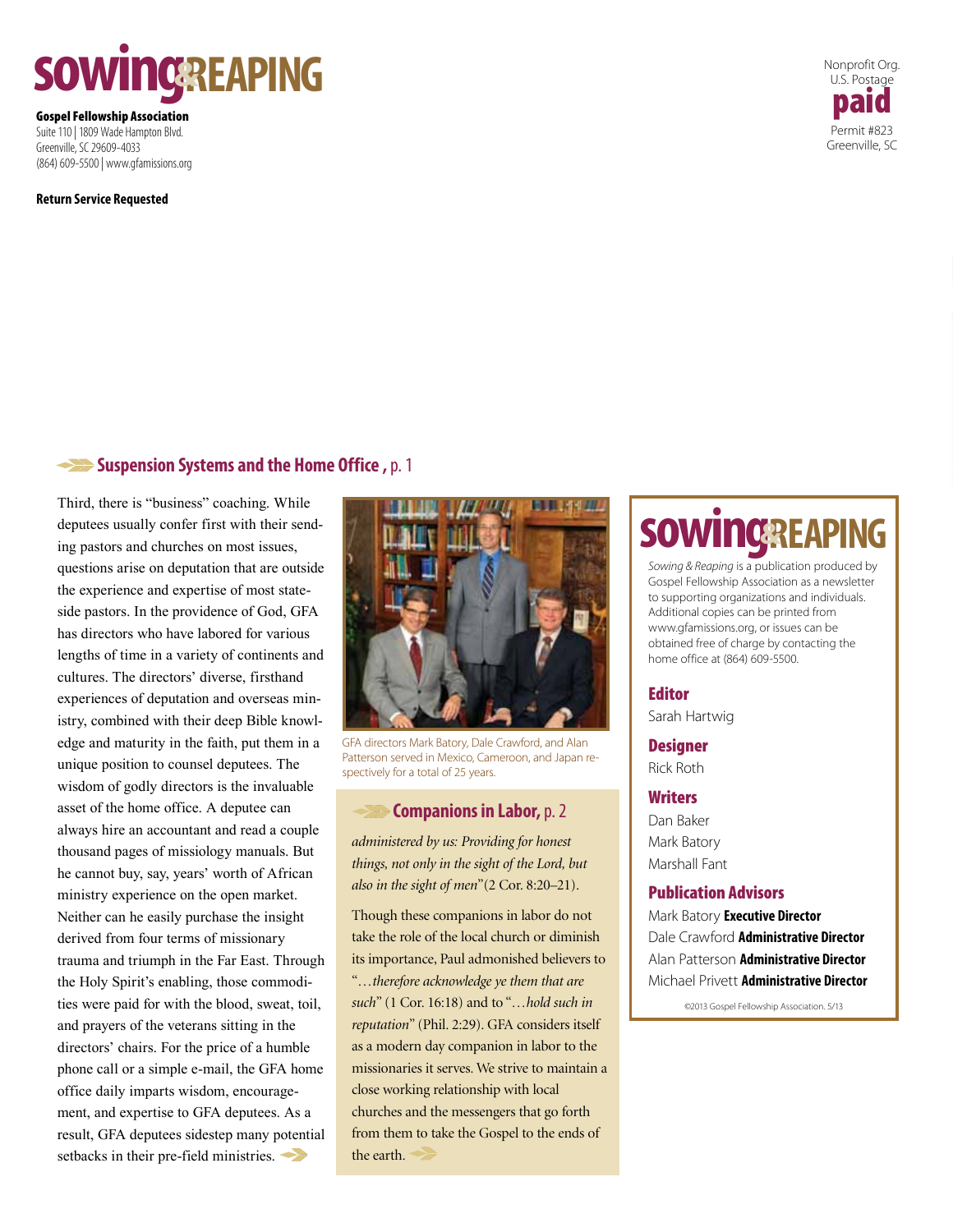# sowing&REAPING

**Gospel Fellowship Association**
Suite 110 | 1809 Wade Hampton Blvd.
Greenville, SC 29609-4033
(864) 609-5500 | www.gfamissions.org

**Return Service Requested**

Nonprofit Org.
U.S. Postage
**paid**
Permit #823
Greenville, SC

## Suspension Systems and the Home Office, p. 1

Third, there is "business" coaching. While deputees usually confer first with their sending pastors and churches on most issues, questions arise on deputation that are outside the experience and expertise of most stateside pastors. In the providence of God, GFA has directors who have labored for various lengths of time in a variety of continents and cultures. The directors' diverse, firsthand experiences of deputation and overseas ministry, combined with their deep Bible knowledge and maturity in the faith, put them in a unique position to counsel deputees. The wisdom of godly directors is the invaluable asset of the home office. A deputee can always hire an accountant and read a couple thousand pages of missiology manuals. But he cannot buy, say, years' worth of African ministry experience on the open market. Neither can he easily purchase the insight derived from four terms of missionary trauma and triumph in the Far East. Through the Holy Spirit's enabling, those commodities were paid for with the blood, sweat, toil, and prayers of the veterans sitting in the directors' chairs. For the price of a humble phone call or a simple e-mail, the GFA home office daily imparts wisdom, encouragement, and expertise to GFA deputees. As a result, GFA deputees sidestep many potential setbacks in their pre-field ministries.

GFA directors Mark Batory, Dale Crawford, and Alan Patterson served in Mexico, Cameroon, and Japan respectively for a total of 25 years.

## Companions in Labor, p. 2

*administered by us: Providing for honest things, not only in the sight of the Lord, but also in the sight of men*" (2 Cor. 8:20–21).

Though these companions in labor do not take the role of the local church or diminish its importance, Paul admonished believers to "*…therefore acknowledge ye them that are such*" (1 Cor. 16:18) and to "*…hold such in reputation*" (Phil. 2:29). GFA considers itself as a modern day companion in labor to the missionaries it serves. We strive to maintain a close working relationship with local churches and the messengers that go forth from them to take the Gospel to the ends of the earth.

## sowing&REAPING

*Sowing & Reaping* is a publication produced by Gospel Fellowship Association as a newsletter to supporting organizations and individuals. Additional copies can be printed from www.gfamissions.org, or issues can be obtained free of charge by contacting the home office at (864) 609-5500.

### Editor
Sarah Hartwig

### Designer
Rick Roth

### Writers
Dan Baker
Mark Batory
Marshall Fant

### Publication Advisors
Mark Batory **Executive Director**
Dale Crawford **Administrative Director**
Alan Patterson **Administrative Director**
Michael Privett **Administrative Director**

©2013 Gospel Fellowship Association. 5/13